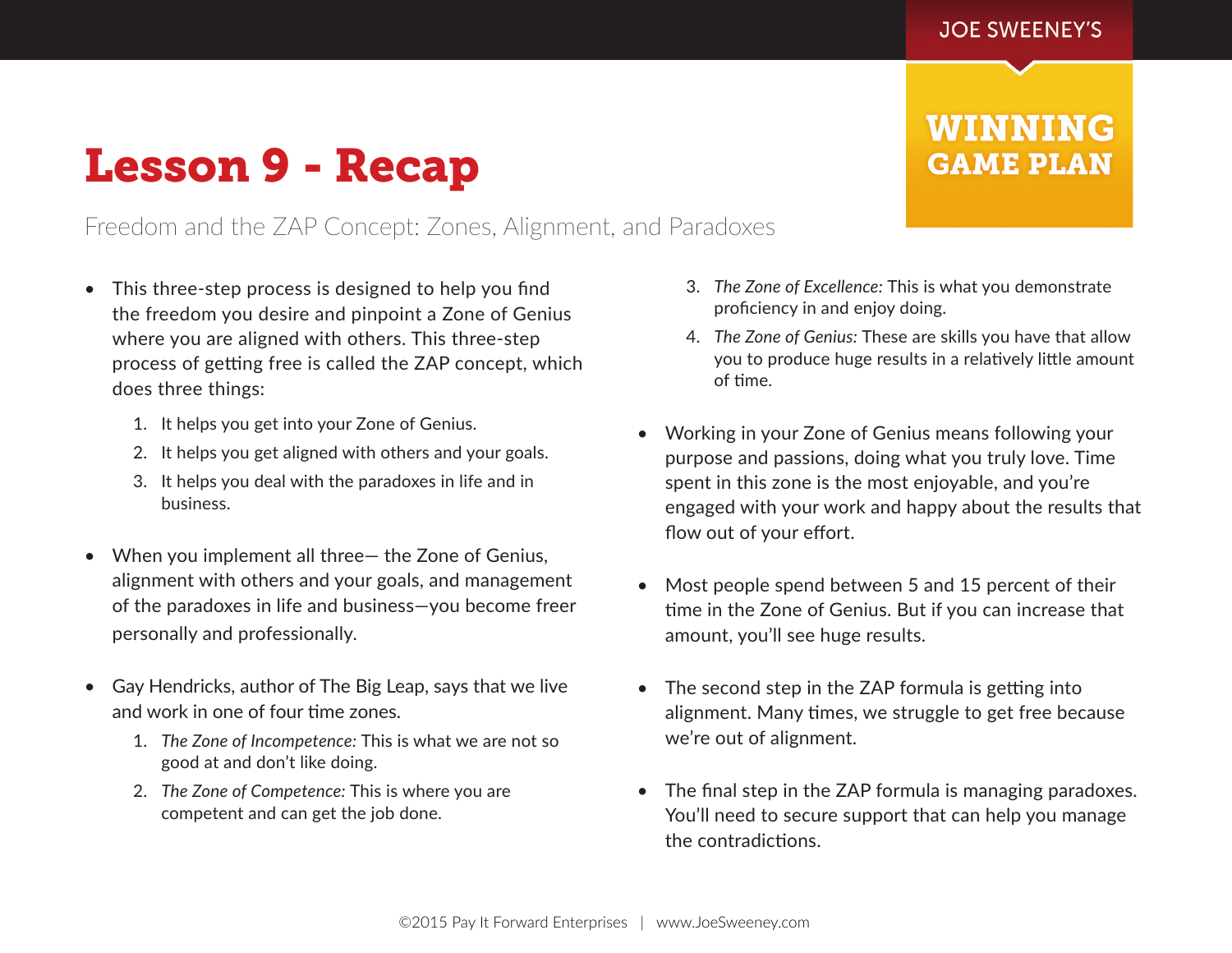# Lesson 9 - Recap

Freedom and the ZAP Concept: Zones, Alignment, and Paradoxes

- This three-step process is designed to help you find the freedom you desire and pinpoint a Zone of Genius where you are aligned with others. This three-step process of getting free is called the ZAP concept, which does three things:
  1. It helps you get into your Zone of Genius.
  2. It helps you get aligned with others and your goals.
  3. It helps you deal with the paradoxes in life and in business.

- When you implement all three— the Zone of Genius, alignment with others and your goals, and management of the paradoxes in life and business—you become freer personally and professionally.

- Gay Hendricks, author of The Big Leap, says that we live and work in one of four time zones.
  1. *The Zone of Incompetence:* This is what we are not so good at and don't like doing.
  2. *The Zone of Competence:* This is where you are competent and can get the job done.
  3. *The Zone of Excellence:* This is what you demonstrate proficiency in and enjoy doing.
  4. *The Zone of Genius:* These are skills you have that allow you to produce huge results in a relatively little amount of time.

- Working in your Zone of Genius means following your purpose and passions, doing what you truly love. Time spent in this zone is the most enjoyable, and you're engaged with your work and happy about the results that flow out of your effort.

- Most people spend between 5 and 15 percent of their time in the Zone of Genius. But if you can increase that amount, you'll see huge results.

- The second step in the ZAP formula is getting into alignment. Many times, we struggle to get free because we're out of alignment.

- The final step in the ZAP formula is managing paradoxes. You'll need to secure support that can help you manage the contradictions.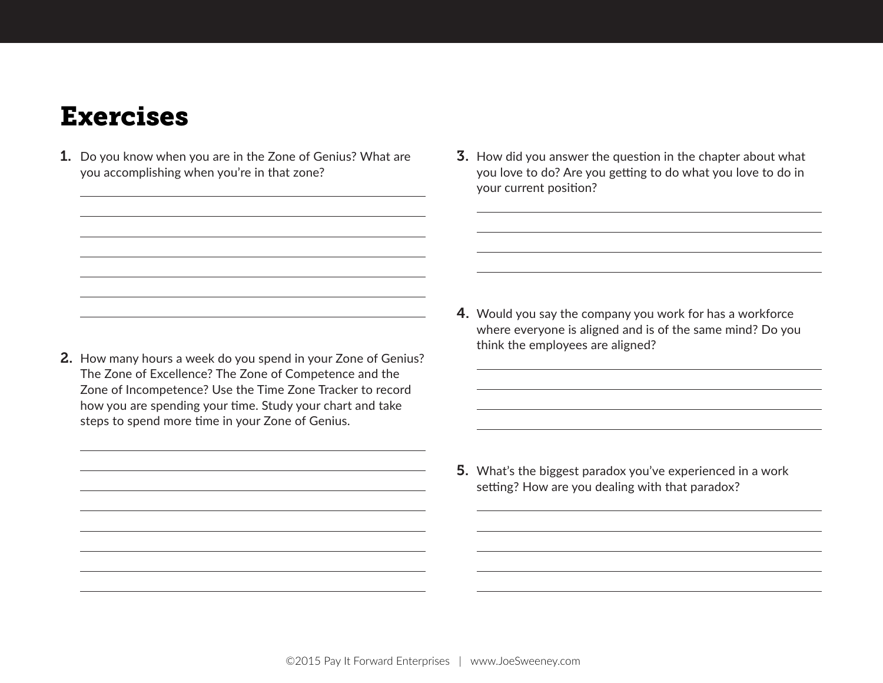# Exercises

1. Do you know when you are in the Zone of Genius? What are you accomplishing when you're in that zone?

2. How many hours a week do you spend in your Zone of Genius? The Zone of Excellence? The Zone of Competence and the Zone of Incompetence? Use the Time Zone Tracker to record how you are spending your time. Study your chart and take steps to spend more time in your Zone of Genius.

3. How did you answer the question in the chapter about what you love to do? Are you getting to do what you love to do in your current position?

4. Would you say the company you work for has a workforce where everyone is aligned and is of the same mind? Do you think the employees are aligned?

5. What's the biggest paradox you've experienced in a work setting? How are you dealing with that paradox?

©2015 Pay It Forward Enterprises | www.JoeSweeney.com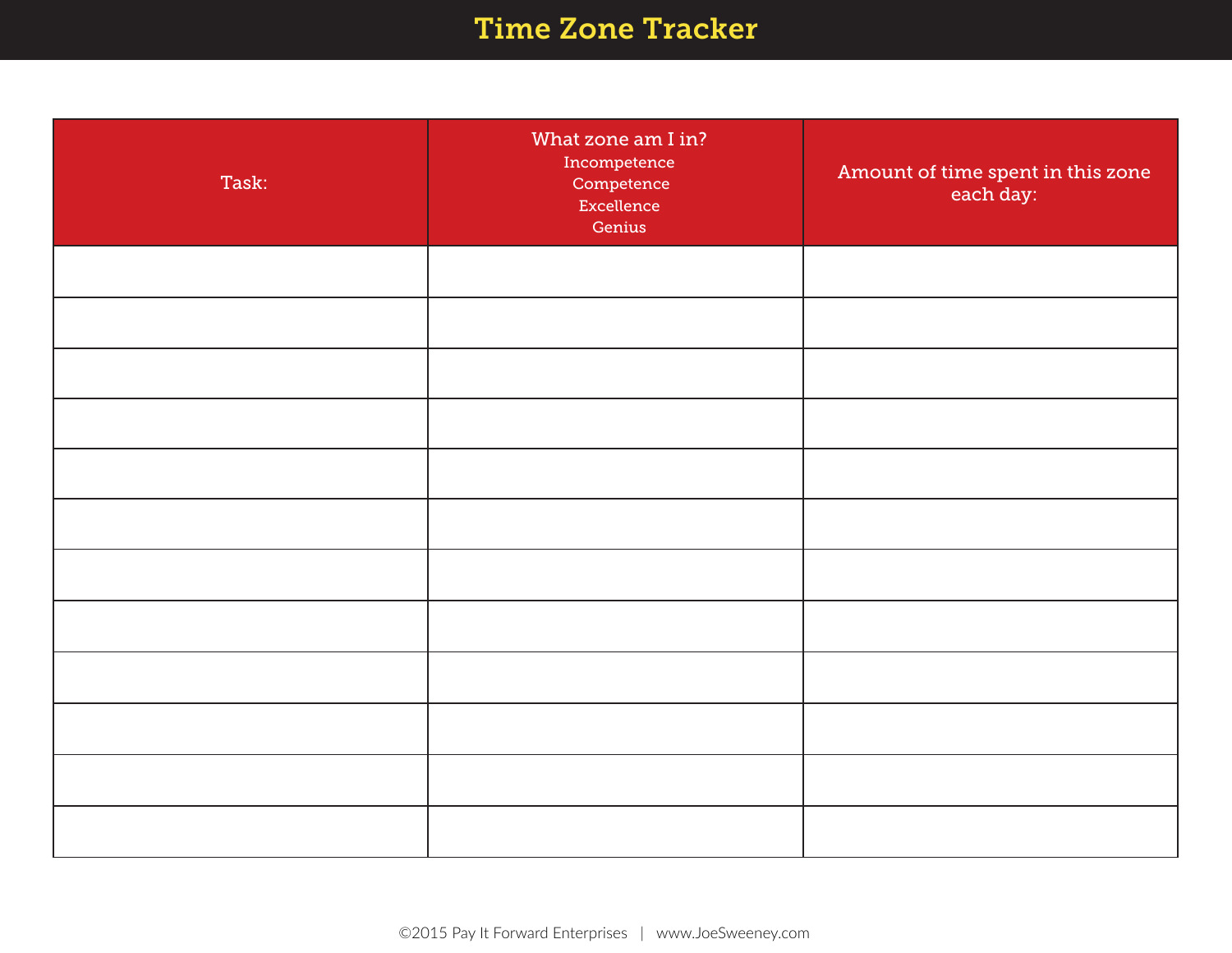# Time Zone Tracker

| Task: | What zone am I in?<br>Incompetence<br>Competence<br>Excellence<br>Genius | Amount of time spent in this zone each day: |
|---|---|---|
| | | |
| | | |
| | | |
| | | |
| | | |
| | | |
| | | |
| | | |
| | | |
| | | |
| | | |
| | | |

©2015 Pay It Forward Enterprises | www.JoeSweeney.com